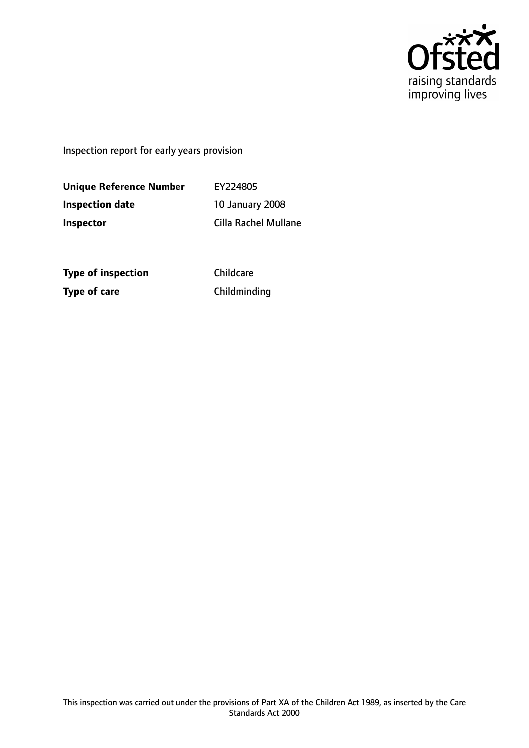Inspection report for early years provision

| | |
|---|---|
| **Unique Reference Number** | EY224805 |
| **Inspection date** | 10 January 2008 |
| **Inspector** | Cilla Rachel Mullane |

| | |
|---|---|
| **Type of inspection** | Childcare |
| **Type of care** | Childminding |

This inspection was carried out under the provisions of Part XA of the Children Act 1989, as inserted by the Care Standards Act 2000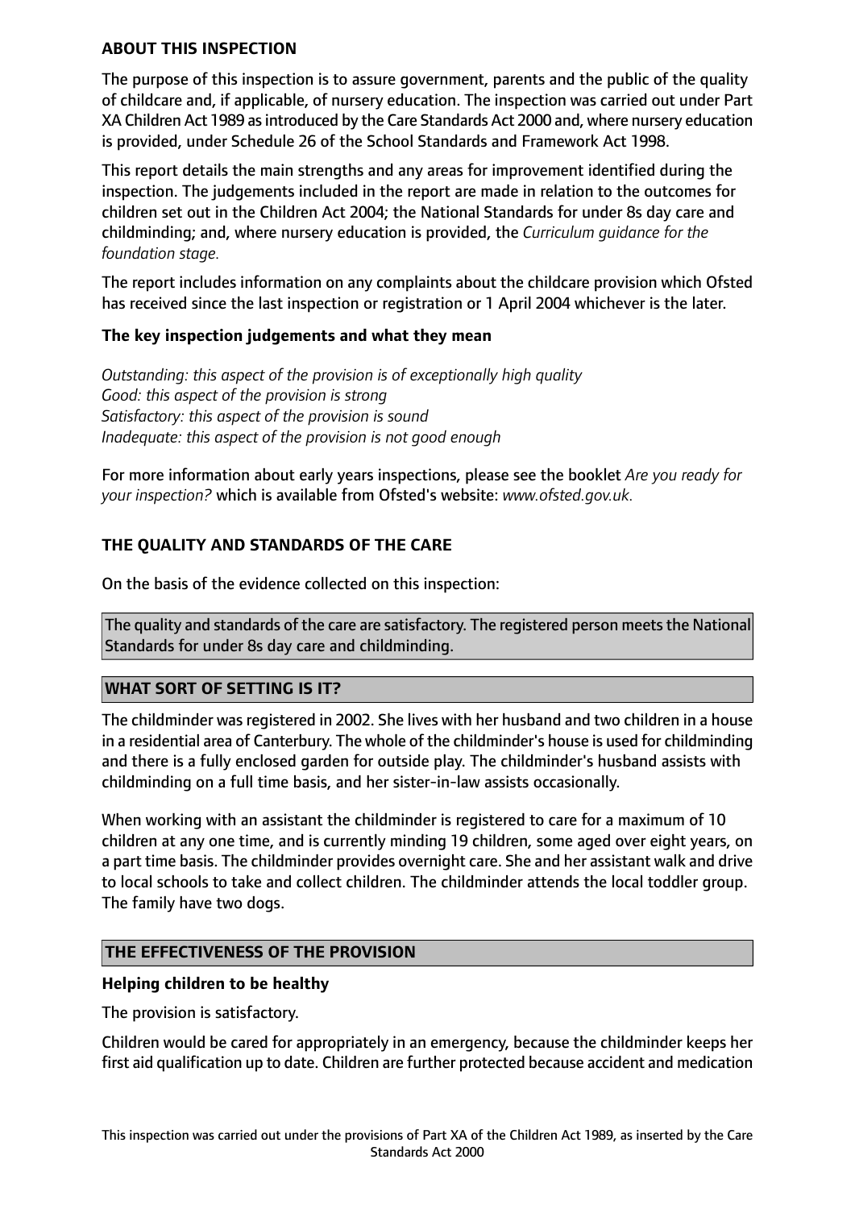## ABOUT THIS INSPECTION

The purpose of this inspection is to assure government, parents and the public of the quality of childcare and, if applicable, of nursery education. The inspection was carried out under Part XA Children Act 1989 as introduced by the Care Standards Act 2000 and, where nursery education is provided, under Schedule 26 of the School Standards and Framework Act 1998.

This report details the main strengths and any areas for improvement identified during the inspection. The judgements included in the report are made in relation to the outcomes for children set out in the Children Act 2004; the National Standards for under 8s day care and childminding; and, where nursery education is provided, the *Curriculum guidance for the foundation stage.*

The report includes information on any complaints about the childcare provision which Ofsted has received since the last inspection or registration or 1 April 2004 whichever is the later.

### The key inspection judgements and what they mean

*Outstanding: this aspect of the provision is of exceptionally high quality*
*Good: this aspect of the provision is strong*
*Satisfactory: this aspect of the provision is sound*
*Inadequate: this aspect of the provision is not good enough*

For more information about early years inspections, please see the booklet *Are you ready for your inspection?* which is available from Ofsted's website: *www.ofsted.gov.uk.*

## THE QUALITY AND STANDARDS OF THE CARE

On the basis of the evidence collected on this inspection:

The quality and standards of the care are satisfactory. The registered person meets the National Standards for under 8s day care and childminding.

## WHAT SORT OF SETTING IS IT?

The childminder was registered in 2002. She lives with her husband and two children in a house in a residential area of Canterbury. The whole of the childminder's house is used for childminding and there is a fully enclosed garden for outside play. The childminder's husband assists with childminding on a full time basis, and her sister-in-law assists occasionally.

When working with an assistant the childminder is registered to care for a maximum of 10 children at any one time, and is currently minding 19 children, some aged over eight years, on a part time basis. The childminder provides overnight care. She and her assistant walk and drive to local schools to take and collect children. The childminder attends the local toddler group. The family have two dogs.

## THE EFFECTIVENESS OF THE PROVISION

### Helping children to be healthy

The provision is satisfactory.

Children would be cared for appropriately in an emergency, because the childminder keeps her first aid qualification up to date. Children are further protected because accident and medication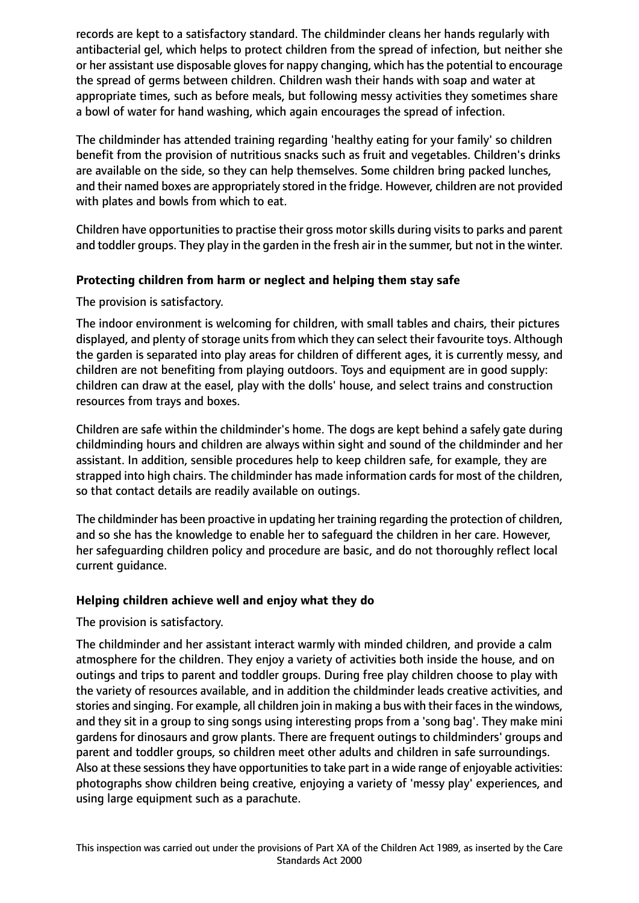records are kept to a satisfactory standard. The childminder cleans her hands regularly with antibacterial gel, which helps to protect children from the spread of infection, but neither she or her assistant use disposable gloves for nappy changing, which has the potential to encourage the spread of germs between children. Children wash their hands with soap and water at appropriate times, such as before meals, but following messy activities they sometimes share a bowl of water for hand washing, which again encourages the spread of infection.

The childminder has attended training regarding 'healthy eating for your family' so children benefit from the provision of nutritious snacks such as fruit and vegetables. Children's drinks are available on the side, so they can help themselves. Some children bring packed lunches, and their named boxes are appropriately stored in the fridge. However, children are not provided with plates and bowls from which to eat.

Children have opportunities to practise their gross motor skills during visits to parks and parent and toddler groups. They play in the garden in the fresh air in the summer, but not in the winter.

**Protecting children from harm or neglect and helping them stay safe**

The provision is satisfactory.

The indoor environment is welcoming for children, with small tables and chairs, their pictures displayed, and plenty of storage units from which they can select their favourite toys. Although the garden is separated into play areas for children of different ages, it is currently messy, and children are not benefiting from playing outdoors. Toys and equipment are in good supply: children can draw at the easel, play with the dolls' house, and select trains and construction resources from trays and boxes.

Children are safe within the childminder's home. The dogs are kept behind a safely gate during childminding hours and children are always within sight and sound of the childminder and her assistant. In addition, sensible procedures help to keep children safe, for example, they are strapped into high chairs. The childminder has made information cards for most of the children, so that contact details are readily available on outings.

The childminder has been proactive in updating her training regarding the protection of children, and so she has the knowledge to enable her to safeguard the children in her care. However, her safeguarding children policy and procedure are basic, and do not thoroughly reflect local current guidance.

**Helping children achieve well and enjoy what they do**

The provision is satisfactory.

The childminder and her assistant interact warmly with minded children, and provide a calm atmosphere for the children. They enjoy a variety of activities both inside the house, and on outings and trips to parent and toddler groups. During free play children choose to play with the variety of resources available, and in addition the childminder leads creative activities, and stories and singing. For example, all children join in making a bus with their faces in the windows, and they sit in a group to sing songs using interesting props from a 'song bag'. They make mini gardens for dinosaurs and grow plants. There are frequent outings to childminders' groups and parent and toddler groups, so children meet other adults and children in safe surroundings. Also at these sessions they have opportunities to take part in a wide range of enjoyable activities: photographs show children being creative, enjoying a variety of 'messy play' experiences, and using large equipment such as a parachute.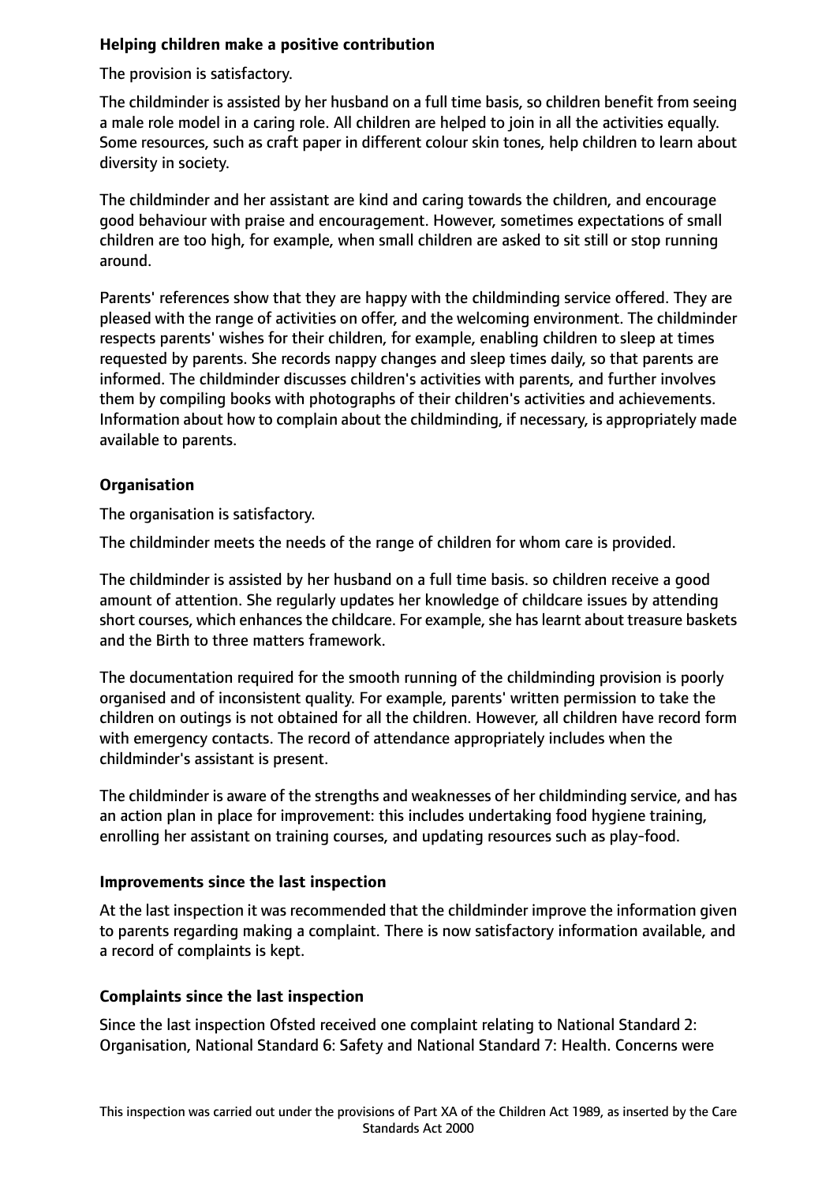**Helping children make a positive contribution**

The provision is satisfactory.

The childminder is assisted by her husband on a full time basis, so children benefit from seeing a male role model in a caring role. All children are helped to join in all the activities equally. Some resources, such as craft paper in different colour skin tones, help children to learn about diversity in society.

The childminder and her assistant are kind and caring towards the children, and encourage good behaviour with praise and encouragement. However, sometimes expectations of small children are too high, for example, when small children are asked to sit still or stop running around.

Parents' references show that they are happy with the childminding service offered. They are pleased with the range of activities on offer, and the welcoming environment. The childminder respects parents' wishes for their children, for example, enabling children to sleep at times requested by parents. She records nappy changes and sleep times daily, so that parents are informed. The childminder discusses children's activities with parents, and further involves them by compiling books with photographs of their children's activities and achievements. Information about how to complain about the childminding, if necessary, is appropriately made available to parents.

**Organisation**

The organisation is satisfactory.

The childminder meets the needs of the range of children for whom care is provided.

The childminder is assisted by her husband on a full time basis. so children receive a good amount of attention. She regularly updates her knowledge of childcare issues by attending short courses, which enhances the childcare. For example, she has learnt about treasure baskets and the Birth to three matters framework.

The documentation required for the smooth running of the childminding provision is poorly organised and of inconsistent quality. For example, parents' written permission to take the children on outings is not obtained for all the children. However, all children have record form with emergency contacts. The record of attendance appropriately includes when the childminder's assistant is present.

The childminder is aware of the strengths and weaknesses of her childminding service, and has an action plan in place for improvement: this includes undertaking food hygiene training, enrolling her assistant on training courses, and updating resources such as play-food.

**Improvements since the last inspection**

At the last inspection it was recommended that the childminder improve the information given to parents regarding making a complaint. There is now satisfactory information available, and a record of complaints is kept.

**Complaints since the last inspection**

Since the last inspection Ofsted received one complaint relating to National Standard 2: Organisation, National Standard 6: Safety and National Standard 7: Health. Concerns were

This inspection was carried out under the provisions of Part XA of the Children Act 1989, as inserted by the Care Standards Act 2000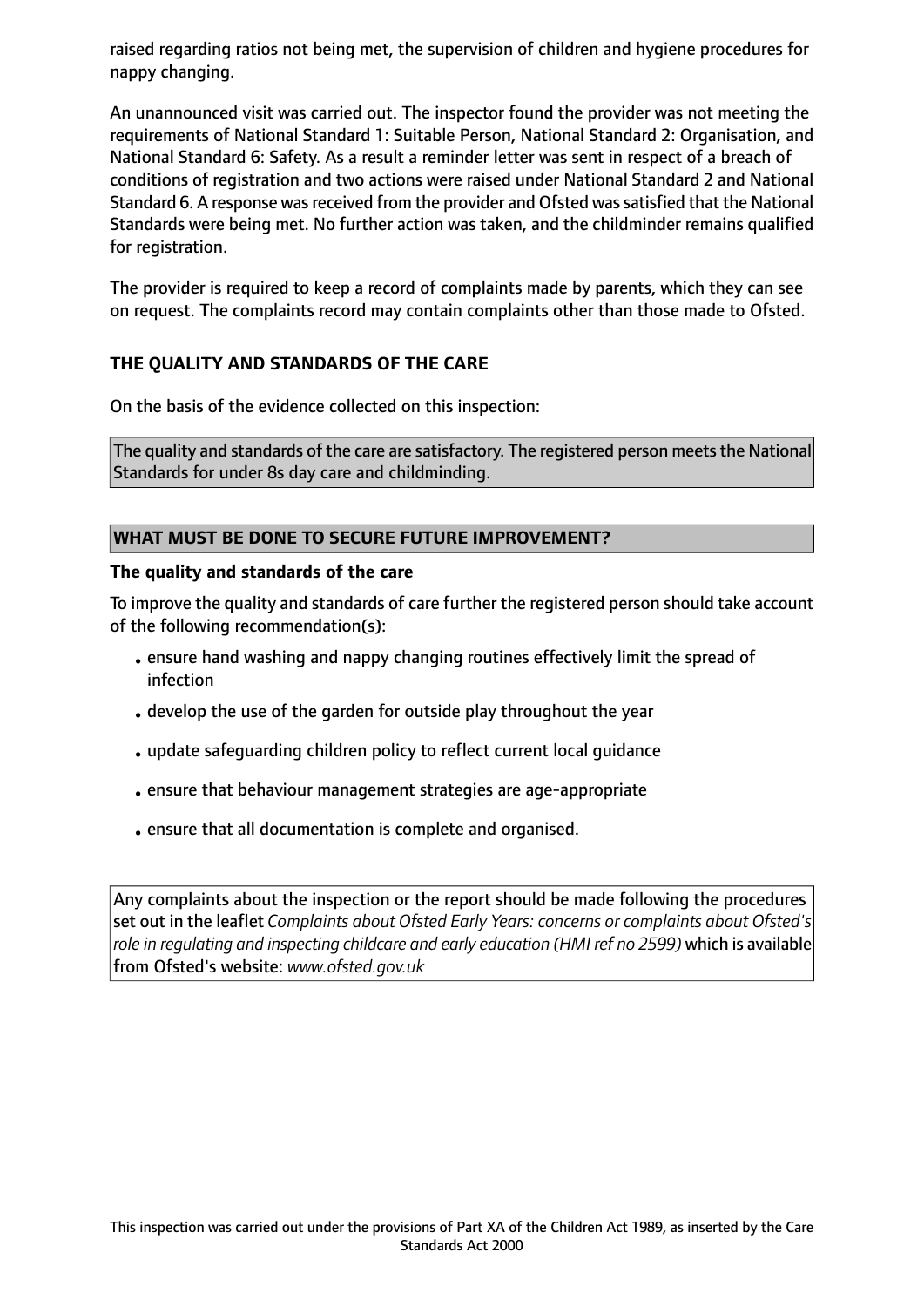raised regarding ratios not being met, the supervision of children and hygiene procedures for nappy changing.

An unannounced visit was carried out. The inspector found the provider was not meeting the requirements of National Standard 1: Suitable Person, National Standard 2: Organisation, and National Standard 6: Safety. As a result a reminder letter was sent in respect of a breach of conditions of registration and two actions were raised under National Standard 2 and National Standard 6. A response was received from the provider and Ofsted was satisfied that the National Standards were being met. No further action was taken, and the childminder remains qualified for registration.

The provider is required to keep a record of complaints made by parents, which they can see on request. The complaints record may contain complaints other than those made to Ofsted.

## THE QUALITY AND STANDARDS OF THE CARE

On the basis of the evidence collected on this inspection:

The quality and standards of the care are satisfactory. The registered person meets the National Standards for under 8s day care and childminding.

## WHAT MUST BE DONE TO SECURE FUTURE IMPROVEMENT?

### The quality and standards of the care

To improve the quality and standards of care further the registered person should take account of the following recommendation(s):

- ensure hand washing and nappy changing routines effectively limit the spread of infection
- develop the use of the garden for outside play throughout the year
- update safeguarding children policy to reflect current local guidance
- ensure that behaviour management strategies are age-appropriate
- ensure that all documentation is complete and organised.

Any complaints about the inspection or the report should be made following the procedures set out in the leaflet *Complaints about Ofsted Early Years: concerns or complaints about Ofsted's role in regulating and inspecting childcare and early education (HMI ref no 2599)* which is available from Ofsted's website: *www.ofsted.gov.uk*

This inspection was carried out under the provisions of Part XA of the Children Act 1989, as inserted by the Care Standards Act 2000